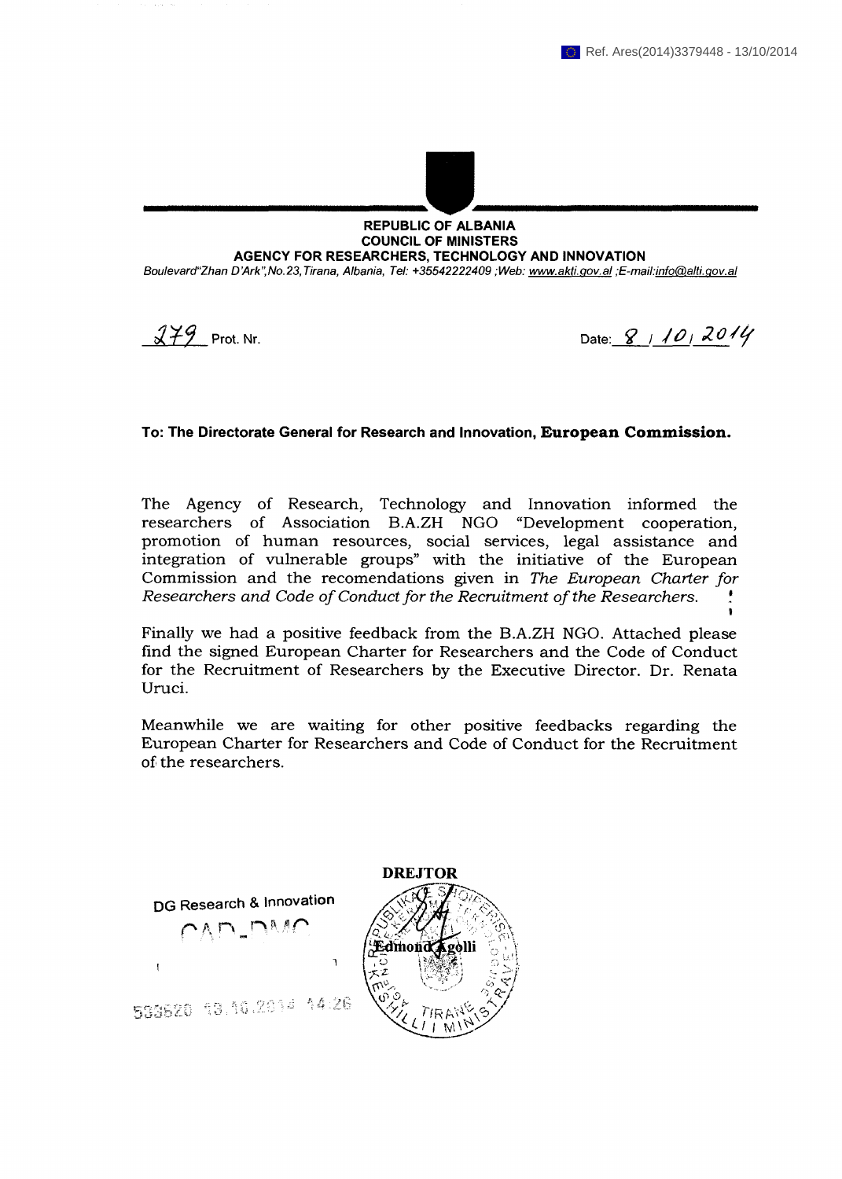Ref. Ares(2014)3379448 - 13/10/2014

**REPUBLIC OF ALBANIA**
**COUNCIL OF MINISTERS**
**AGENCY FOR RESEARCHERS, TECHNOLOGY AND INNOVATION**

*Boulevard"Zhan D'Ark",No.23,Tirana, Albania, Tel: +35542222409 ;Web: www.akti.gov.al ;E-mail:info@alti.gov.al*

279 Prot. Nr.

Date: 8 / 10 / 2014

**To: The Directorate General for Research and Innovation, European Commission.**

The Agency of Research, Technology and Innovation informed the researchers of Association B.A.ZH NGO "Development cooperation, promotion of human resources, social services, legal assistance and integration of vulnerable groups" with the initiative of the European Commission and the recomendations given in *The European Charter for Researchers and Code of Conduct for the Recruitment of the Researchers.*

Finally we had a positive feedback from the B.A.ZH NGO. Attached please find the signed European Charter for Researchers and the Code of Conduct for the Recruitment of Researchers by the Executive Director. Dr. Renata Uruci.

Meanwhile we are waiting for other positive feedbacks regarding the European Charter for Researchers and Code of Conduct for the Recruitment of the researchers.

**DREJTOR**

Edmond Agolli

DG Research & Innovation
CAD-DMC
533520 13.10.2014 14:26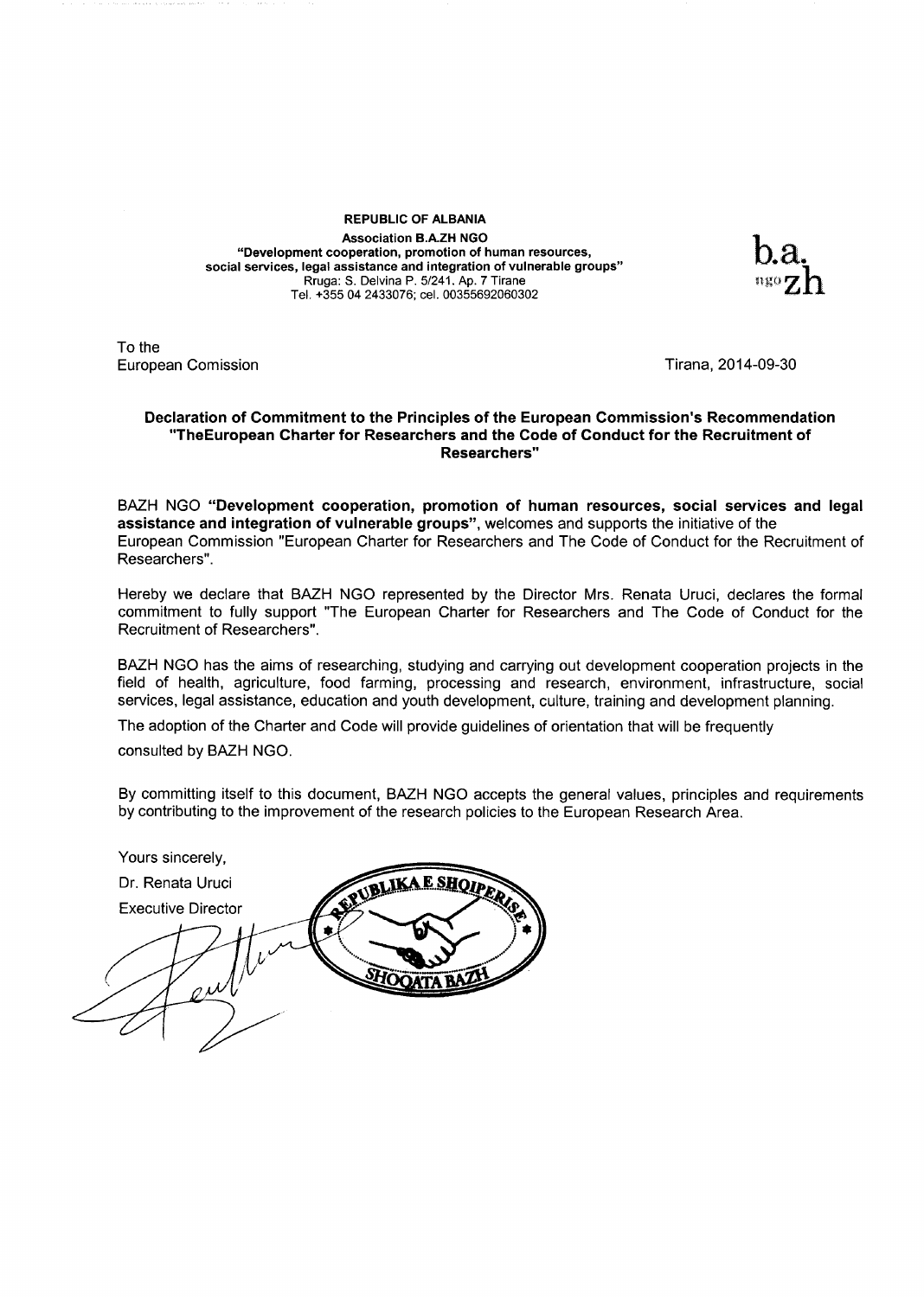**REPUBLIC OF ALBANIA**

**Association B.A.ZH NGO**
**"Development cooperation, promotion of human resources, social services, legal assistance and integration of vulnerable groups"**
Rruga: S. Delvina P. 5/241. Ap. 7 Tirane
Tel. +355 04 2433076; cel. 00355692060302

b.a. ngo zh

To the
European Comission

Tirana, 2014-09-30

**Declaration of Commitment to the Principles of the European Commission's Recommendation "TheEuropean Charter for Researchers and the Code of Conduct for the Recruitment of Researchers"**

BAZH NGO **"Development cooperation, promotion of human resources, social services and legal assistance and integration of vulnerable groups"**, welcomes and supports the initiative of the European Commission "European Charter for Researchers and The Code of Conduct for the Recruitment of Researchers".

Hereby we declare that BAZH NGO represented by the Director Mrs. Renata Uruci, declares the formal commitment to fully support "The European Charter for Researchers and The Code of Conduct for the Recruitment of Researchers".

BAZH NGO has the aims of researching, studying and carrying out development cooperation projects in the field of health, agriculture, food farming, processing and research, environment, infrastructure, social services, legal assistance, education and youth development, culture, training and development planning.

The adoption of the Charter and Code will provide guidelines of orientation that will be frequently consulted by BAZH NGO.

By committing itself to this document, BAZH NGO accepts the general values, principles and requirements by contributing to the improvement of the research policies to the European Research Area.

Yours sincerely,

Dr. Renata Uruci

Executive Director

REPUBLIKA E SHQIPERISE
SHOQATA BAZH